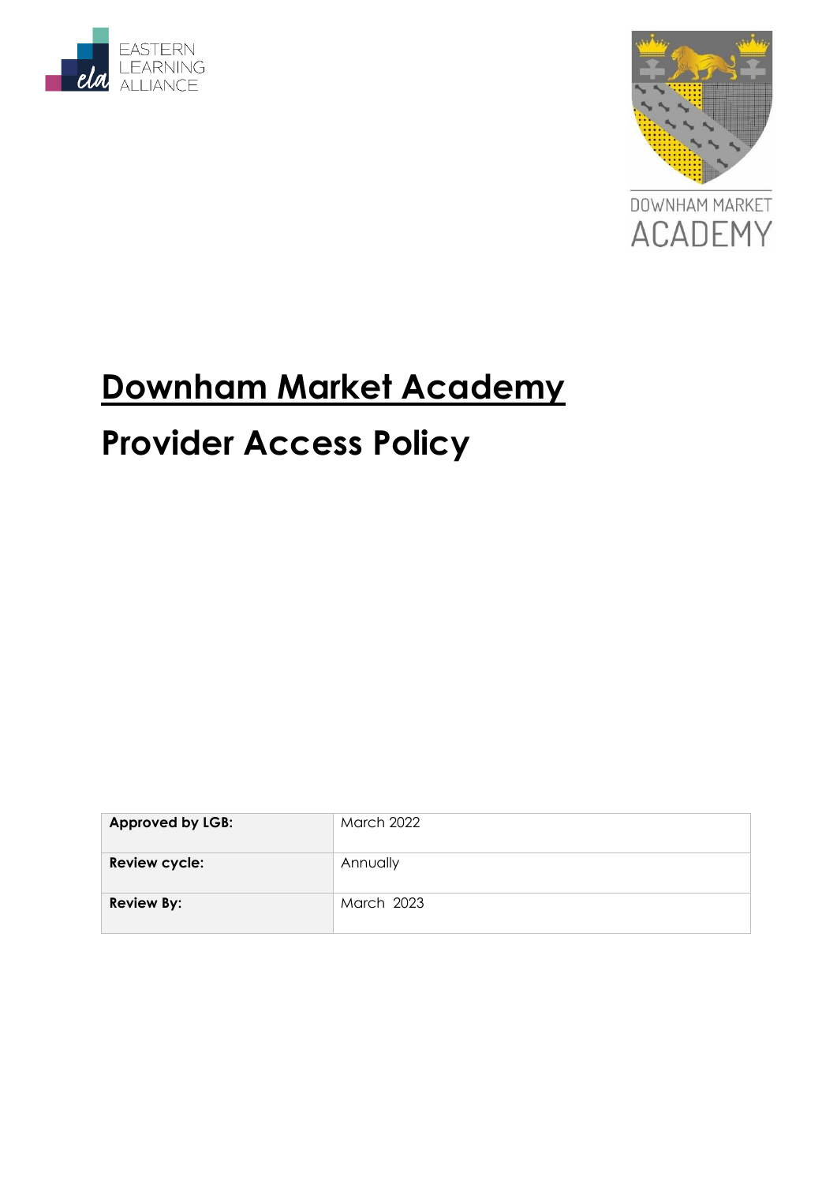EASTERN LEARNING ALLIANCE

DOWNHAM MARKET ACADEMY

# Downham Market Academy

# Provider Access Policy

| Approved by LGB: | March 2022 |
|---|---|
| Review cycle: | Annually |
| Review By: | March 2023 |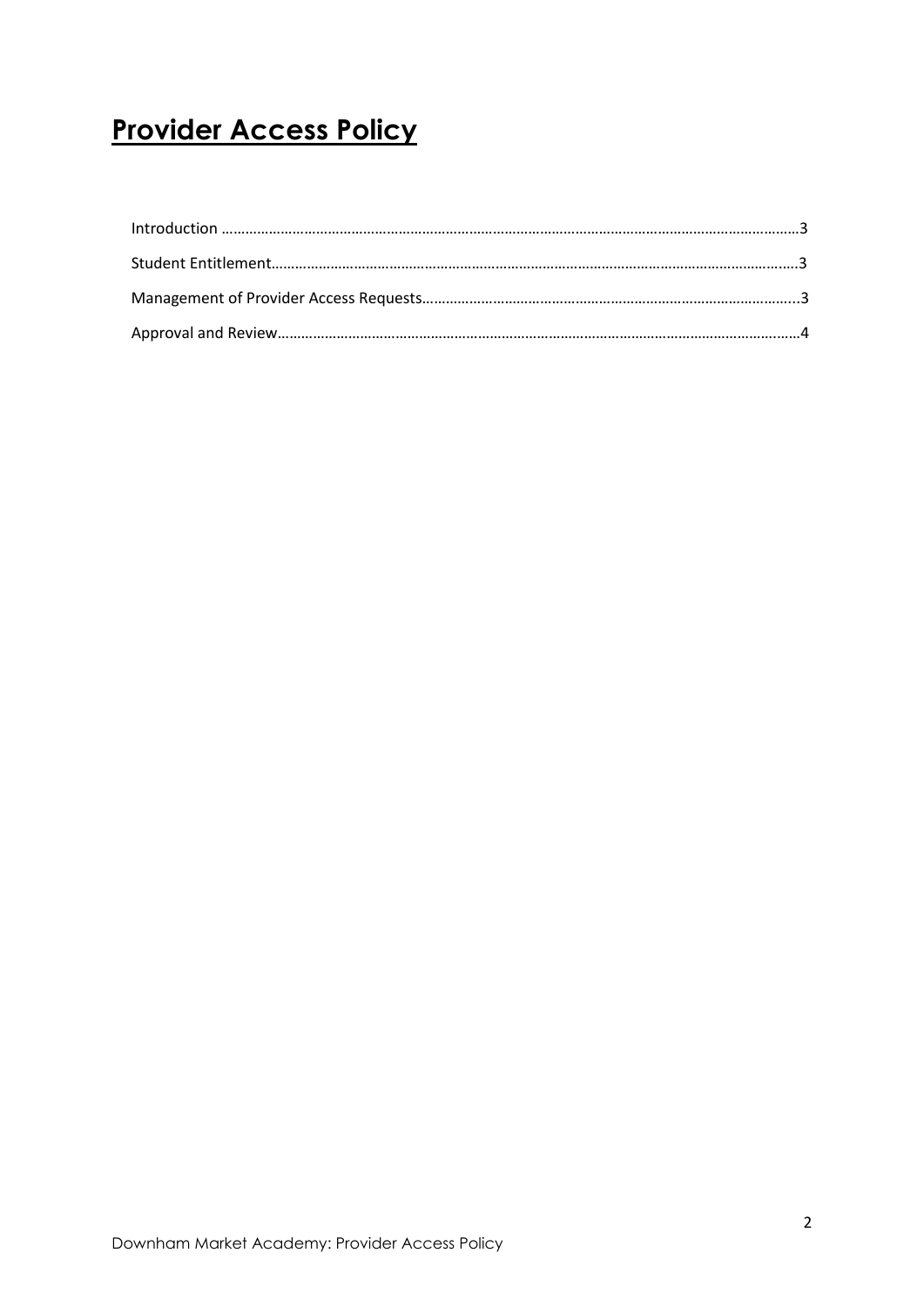# **Provider Access Policy**

Introduction ……………………………………………………………………………………………………………………………3

Student Entitlement…………………………………………………………………………………………………………………3

Management of Provider Access Requests……………………………………………………………………………………3

Approval and Review………………………………………………………………………………………………………………4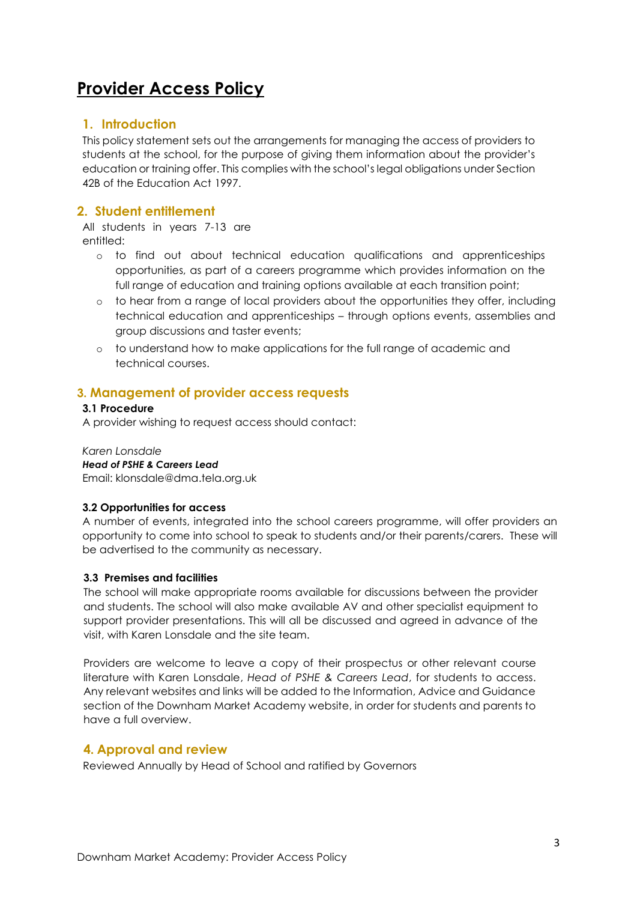# Provider Access Policy

## 1. Introduction

This policy statement sets out the arrangements for managing the access of providers to students at the school, for the purpose of giving them information about the provider's education or training offer. This complies with the school's legal obligations under Section 42B of the Education Act 1997.

## 2. Student entitlement

All students in years 7-13 are entitled:

- to find out about technical education qualifications and apprenticeships opportunities, as part of a careers programme which provides information on the full range of education and training options available at each transition point;
- to hear from a range of local providers about the opportunities they offer, including technical education and apprenticeships – through options events, assemblies and group discussions and taster events;
- to understand how to make applications for the full range of academic and technical courses.

## 3. Management of provider access requests

### 3.1 Procedure

A provider wishing to request access should contact:

*Karen Lonsdale*
***Head of PSHE & Careers Lead***
Email: klonsdale@dma.tela.org.uk

### 3.2 Opportunities for access

A number of events, integrated into the school careers programme, will offer providers an opportunity to come into school to speak to students and/or their parents/carers. These will be advertised to the community as necessary.

### 3.3 Premises and facilities

The school will make appropriate rooms available for discussions between the provider and students. The school will also make available AV and other specialist equipment to support provider presentations. This will all be discussed and agreed in advance of the visit, with Karen Lonsdale and the site team.

Providers are welcome to leave a copy of their prospectus or other relevant course literature with Karen Lonsdale, *Head of PSHE & Careers Lead*, for students to access. Any relevant websites and links will be added to the Information, Advice and Guidance section of the Downham Market Academy website, in order for students and parents to have a full overview.

## 4. Approval and review

Reviewed Annually by Head of School and ratified by Governors